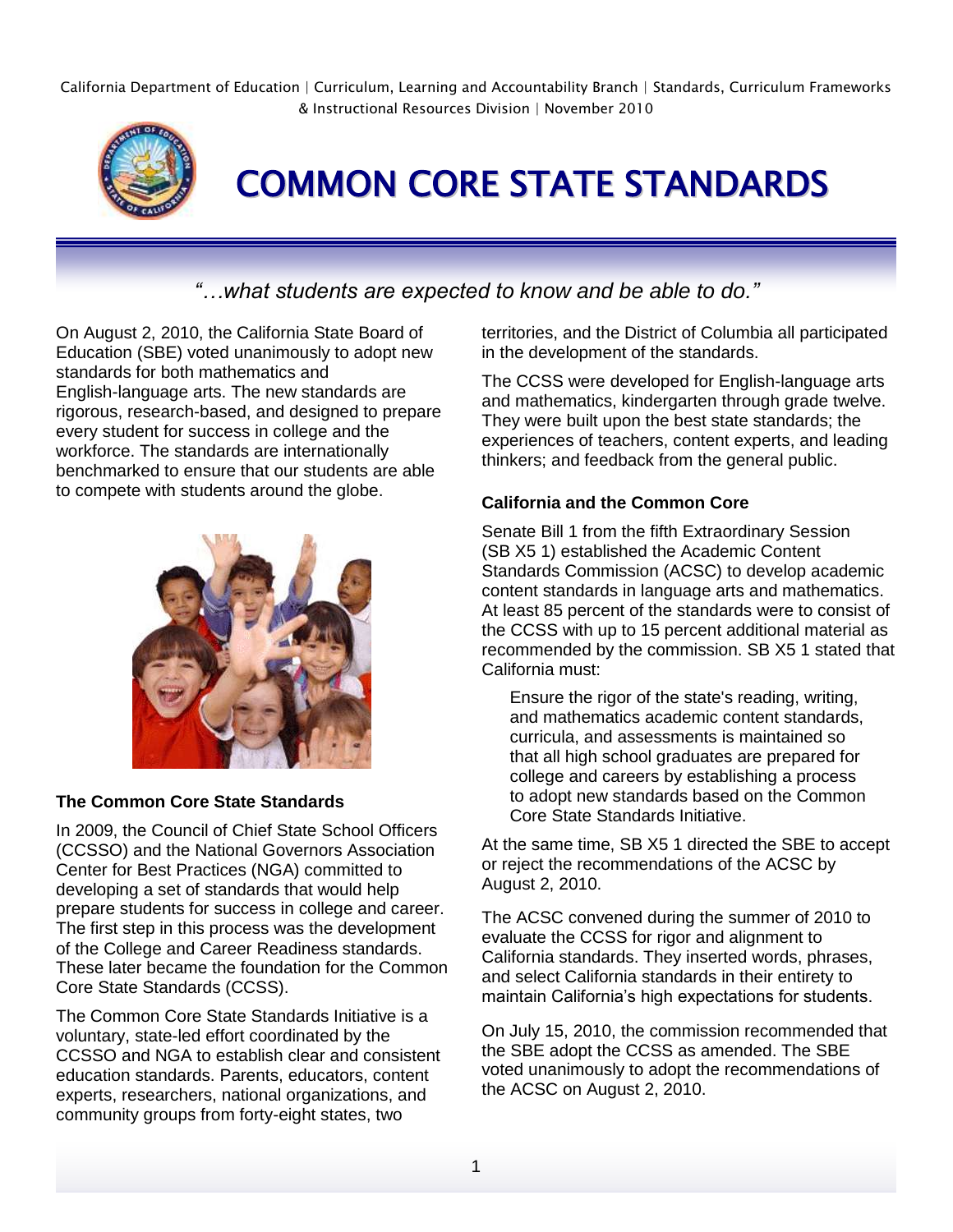California Department of Education | Curriculum, Learning and Accountability Branch | Standards, Curriculum Frameworks & Instructional Resources Division | November 2010

# COMMON CORE STATE STANDARDS

*"…what students are expected to know and be able to do."*

On August 2, 2010, the California State Board of Education (SBE) voted unanimously to adopt new standards for both mathematics and English-language arts. The new standards are rigorous, research-based, and designed to prepare every student for success in college and the workforce. The standards are internationally benchmarked to ensure that our students are able to compete with students around the globe.

### The Common Core State Standards

In 2009, the Council of Chief State School Officers (CCSSO) and the National Governors Association Center for Best Practices (NGA) committed to developing a set of standards that would help prepare students for success in college and career. The first step in this process was the development of the College and Career Readiness standards. These later became the foundation for the Common Core State Standards (CCSS).

The Common Core State Standards Initiative is a voluntary, state-led effort coordinated by the CCSSO and NGA to establish clear and consistent education standards. Parents, educators, content experts, researchers, national organizations, and community groups from forty-eight states, two territories, and the District of Columbia all participated in the development of the standards.

The CCSS were developed for English-language arts and mathematics, kindergarten through grade twelve. They were built upon the best state standards; the experiences of teachers, content experts, and leading thinkers; and feedback from the general public.

### California and the Common Core

Senate Bill 1 from the fifth Extraordinary Session (SB X5 1) established the Academic Content Standards Commission (ACSC) to develop academic content standards in language arts and mathematics. At least 85 percent of the standards were to consist of the CCSS with up to 15 percent additional material as recommended by the commission. SB X5 1 stated that California must:

> Ensure the rigor of the state's reading, writing, and mathematics academic content standards, curricula, and assessments is maintained so that all high school graduates are prepared for college and careers by establishing a process to adopt new standards based on the Common Core State Standards Initiative.

At the same time, SB X5 1 directed the SBE to accept or reject the recommendations of the ACSC by August 2, 2010.

The ACSC convened during the summer of 2010 to evaluate the CCSS for rigor and alignment to California standards. They inserted words, phrases, and select California standards in their entirety to maintain California's high expectations for students.

On July 15, 2010, the commission recommended that the SBE adopt the CCSS as amended. The SBE voted unanimously to adopt the recommendations of the ACSC on August 2, 2010.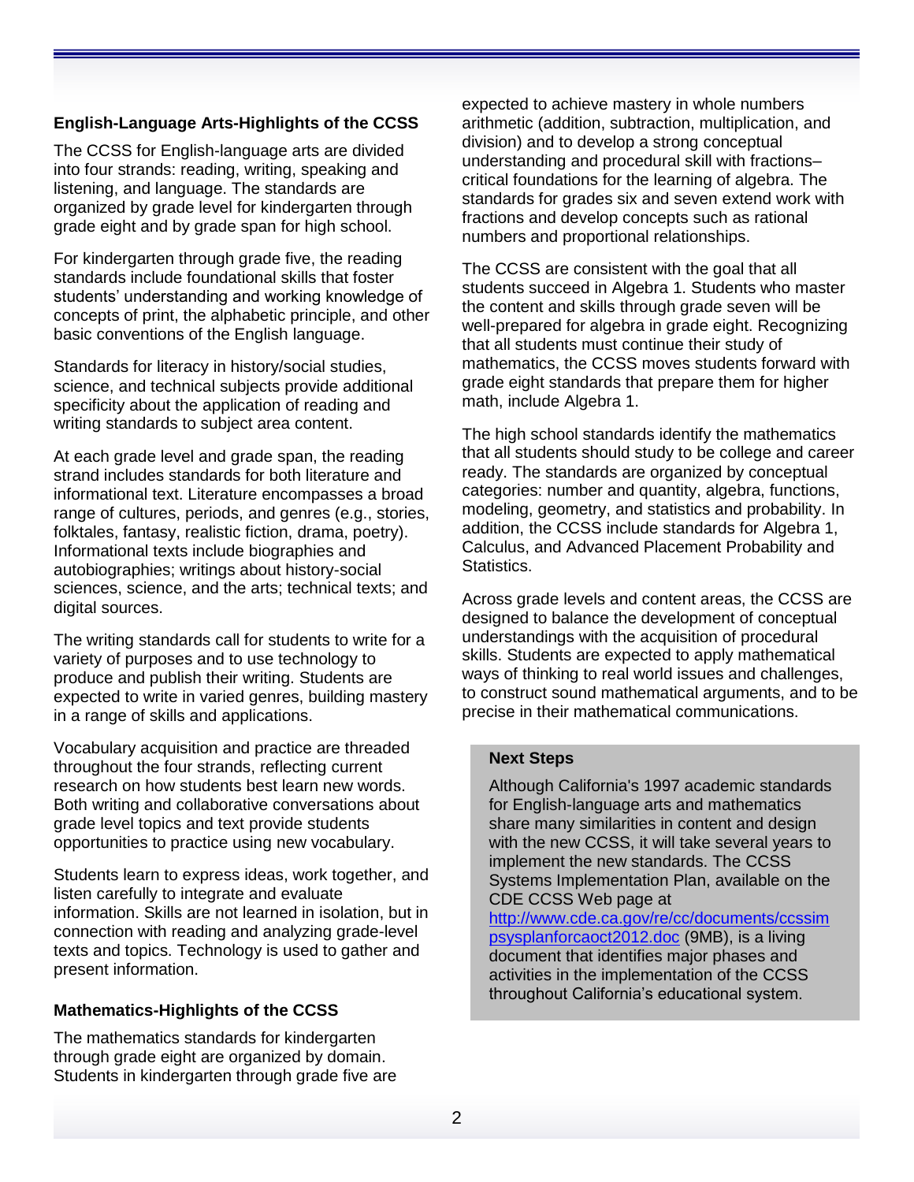### English-Language Arts-Highlights of the CCSS

The CCSS for English-language arts are divided into four strands: reading, writing, speaking and listening, and language. The standards are organized by grade level for kindergarten through grade eight and by grade span for high school.

For kindergarten through grade five, the reading standards include foundational skills that foster students' understanding and working knowledge of concepts of print, the alphabetic principle, and other basic conventions of the English language.

Standards for literacy in history/social studies, science, and technical subjects provide additional specificity about the application of reading and writing standards to subject area content.

At each grade level and grade span, the reading strand includes standards for both literature and informational text. Literature encompasses a broad range of cultures, periods, and genres (e.g., stories, folktales, fantasy, realistic fiction, drama, poetry). Informational texts include biographies and autobiographies; writings about history-social sciences, science, and the arts; technical texts; and digital sources.

The writing standards call for students to write for a variety of purposes and to use technology to produce and publish their writing. Students are expected to write in varied genres, building mastery in a range of skills and applications.

Vocabulary acquisition and practice are threaded throughout the four strands, reflecting current research on how students best learn new words. Both writing and collaborative conversations about grade level topics and text provide students opportunities to practice using new vocabulary.

Students learn to express ideas, work together, and listen carefully to integrate and evaluate information. Skills are not learned in isolation, but in connection with reading and analyzing grade-level texts and topics. Technology is used to gather and present information.

### Mathematics-Highlights of the CCSS

The mathematics standards for kindergarten through grade eight are organized by domain. Students in kindergarten through grade five are expected to achieve mastery in whole numbers arithmetic (addition, subtraction, multiplication, and division) and to develop a strong conceptual understanding and procedural skill with fractions–critical foundations for the learning of algebra. The standards for grades six and seven extend work with fractions and develop concepts such as rational numbers and proportional relationships.

The CCSS are consistent with the goal that all students succeed in Algebra 1. Students who master the content and skills through grade seven will be well-prepared for algebra in grade eight. Recognizing that all students must continue their study of mathematics, the CCSS moves students forward with grade eight standards that prepare them for higher math, include Algebra 1.

The high school standards identify the mathematics that all students should study to be college and career ready. The standards are organized by conceptual categories: number and quantity, algebra, functions, modeling, geometry, and statistics and probability. In addition, the CCSS include standards for Algebra 1, Calculus, and Advanced Placement Probability and Statistics.

Across grade levels and content areas, the CCSS are designed to balance the development of conceptual understandings with the acquisition of procedural skills. Students are expected to apply mathematical ways of thinking to real world issues and challenges, to construct sound mathematical arguments, and to be precise in their mathematical communications.

**Next Steps**

Although California's 1997 academic standards for English-language arts and mathematics share many similarities in content and design with the new CCSS, it will take several years to implement the new standards. The CCSS Systems Implementation Plan, available on the CDE CCSS Web page at http://www.cde.ca.gov/re/cc/documents/ccssimpsysplanforcaoct2012.doc (9MB), is a living document that identifies major phases and activities in the implementation of the CCSS throughout California's educational system.